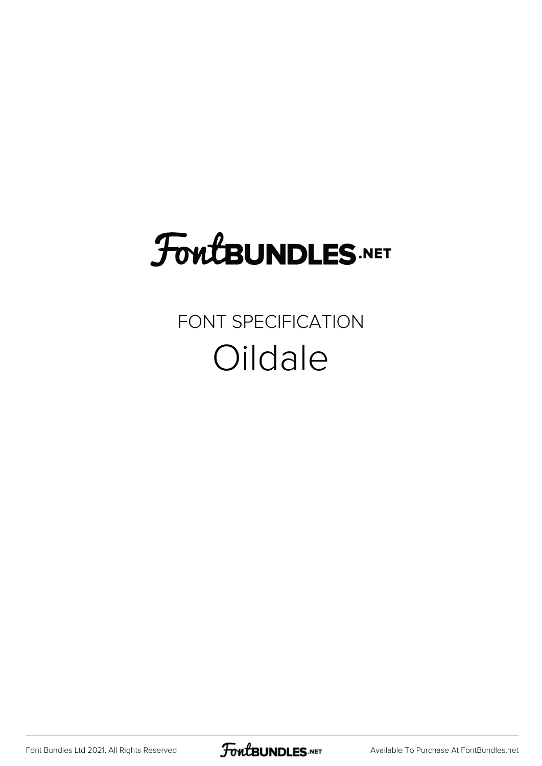FontBUNDLES.NET

FONT SPECIFICATION

# Oildale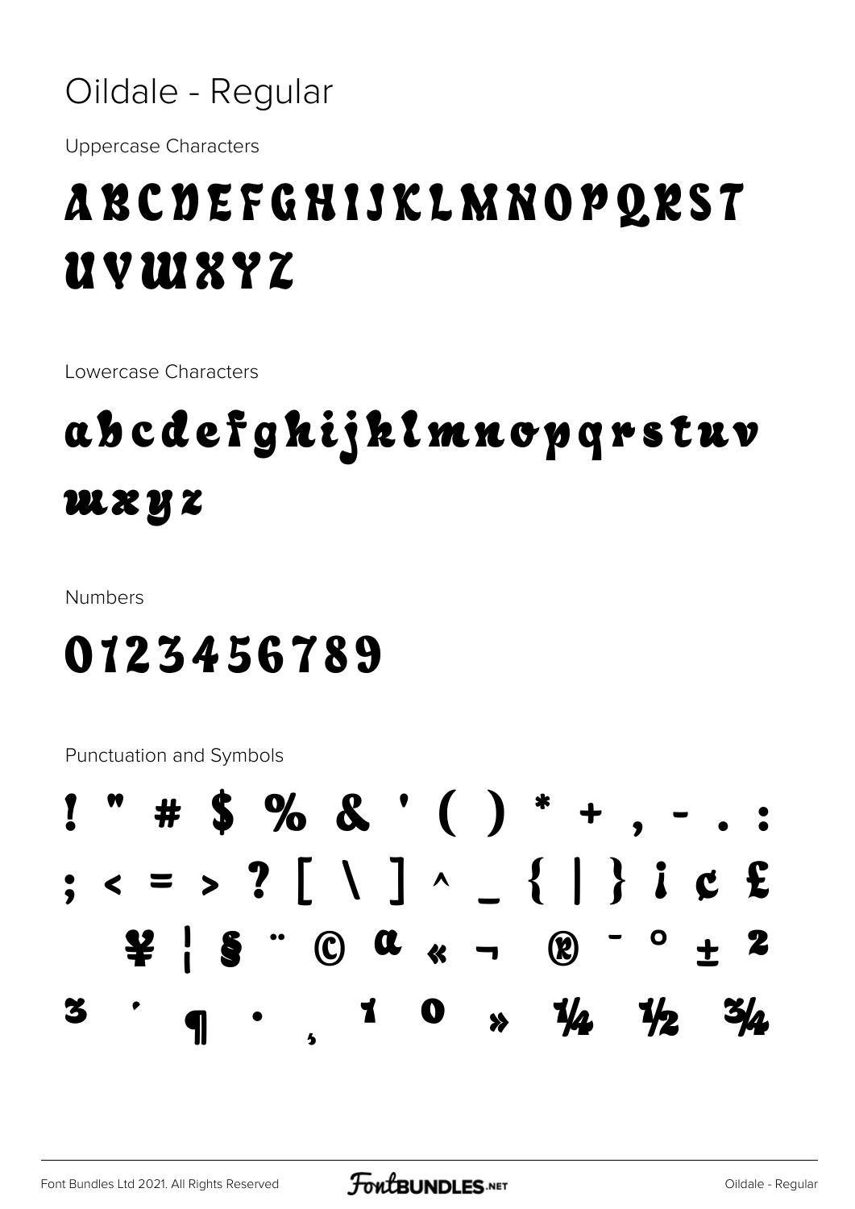# Oildale - Regular

Uppercase Characters

ABCDEFGHIJKLMNOPQRST
UVWXYZ

Lowercase Characters

abcdefghijklmnopqrstuv
wxyz

Numbers

0123456789

Punctuation and Symbols

! " # $ % & ' ( ) * + , - . :
; < = > ? [ \ ] ^ _ { | } ¡ ¢ £
¥ ¦ § ¨ © ª « ¬ ® ¯ ° ± ²
³ ´ ¶ · ¸ ¹ º » ¼ ½ ¾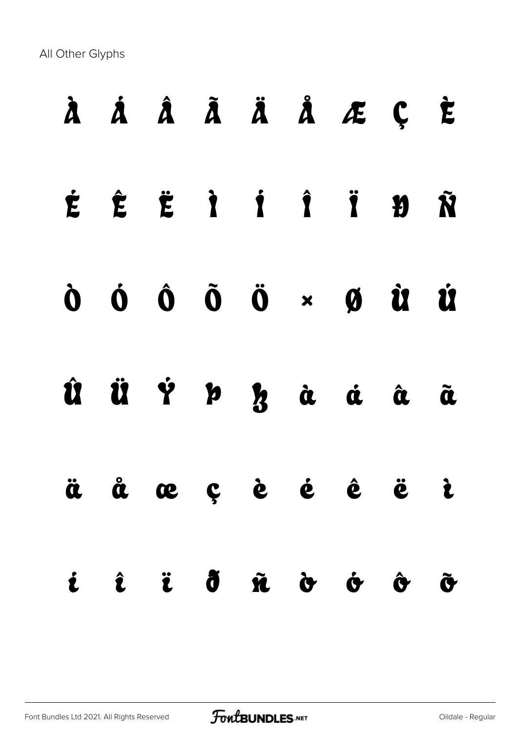All Other Glyphs

À Á Â Ã Ä Å Æ Ç È

É Ê Ë Ì Í Î Ï Đ Ñ

Ò Ó Ô Õ Ö × Ø Ù Ú

Û Ü Ý Þ ß à á â ã

ä å æ ç è é ê ë ì

í î ï ð ñ ò ó ô õ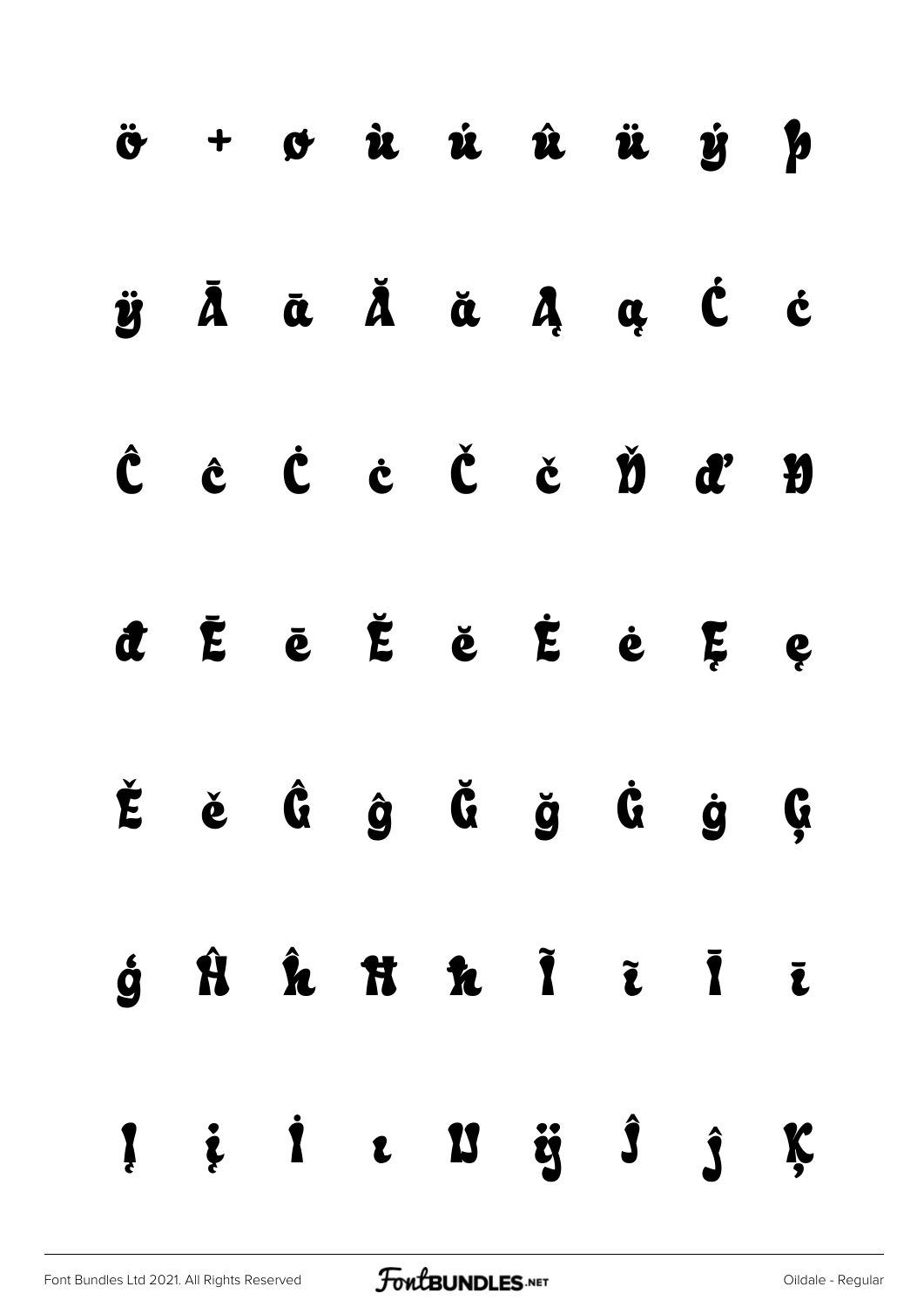ö + ø ù ú û ü ý þ

ÿ Ā ā Ă ă Ą ą Ć ć

Ĉ ĉ Ċ ċ Č č Ď ď Đ

đ Ē ē Ĕ ĕ Ė ė Ę ę

Ě ě Ĝ ĝ Ğ ğ Ġ ġ Ģ

ģ Ĥ ĥ Ħ ħ Ĩ ĩ Ī ī

Į į İ ı Ĳ ĳ Ĵ ĵ Ķ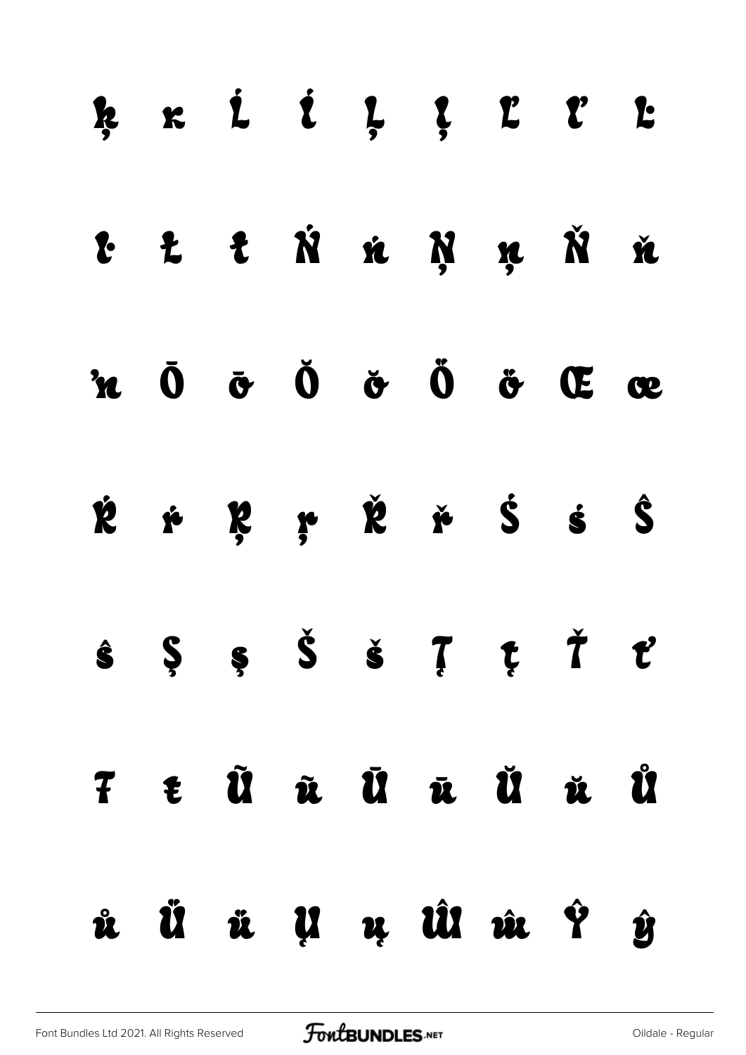ķ ĸ Ĺ ĺ Ļ ļ Ľ ľ Ŀ

ŀ Ł ł Ń ń Ņ ņ Ň ň

ŉ Ō ō Ŏ ŏ Ő ő Œ œ

Ŕ ŕ Ŗ ŗ Ř ř Ś ś Ŝ

ŝ Ş ş Š š Ţ ţ Ť ť

Ŧ ŧ Ũ ũ Ū ū Ŭ ŭ Ů

ů Ű ű Ų ų Ŵ ŵ Ŷ ŷ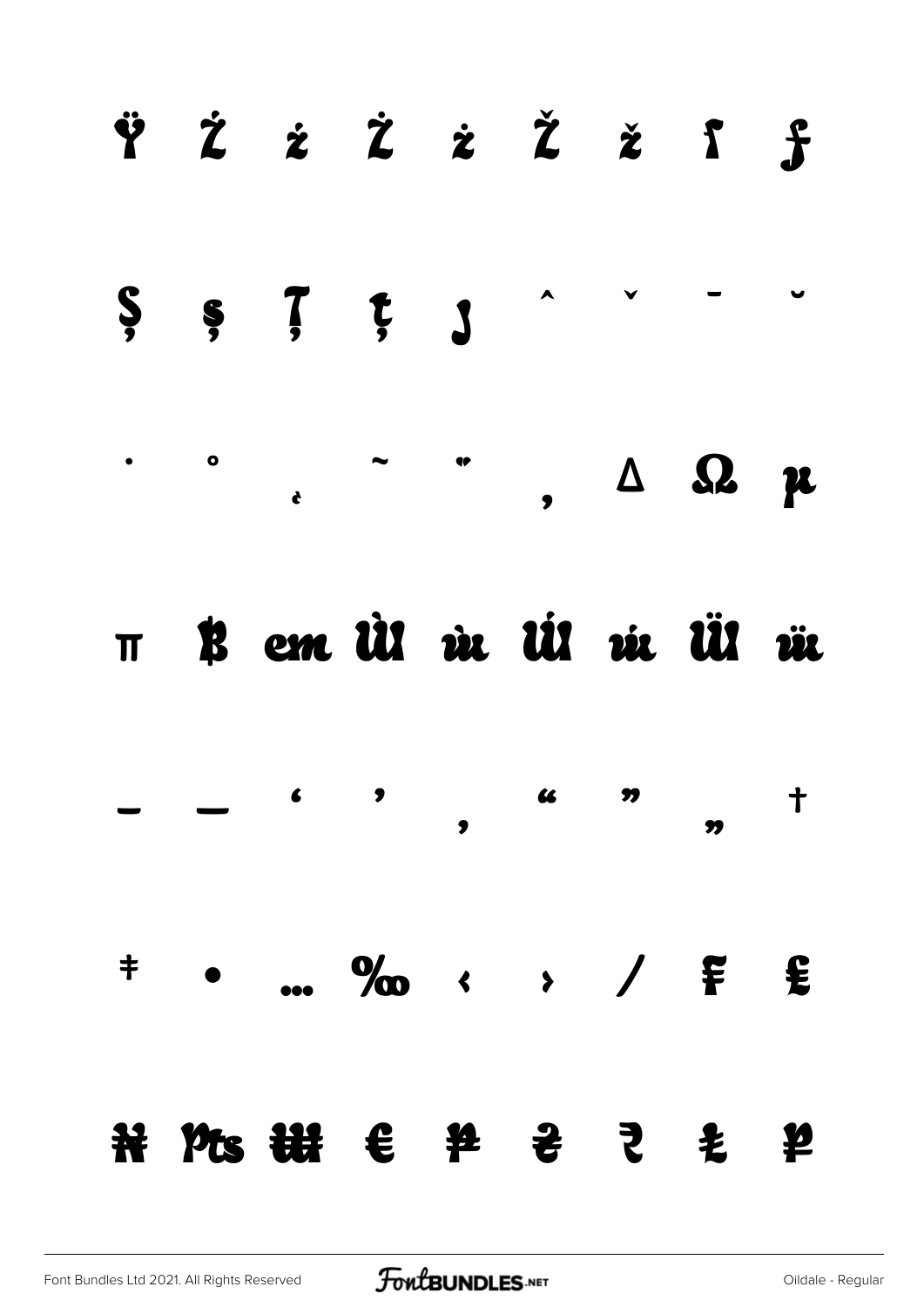Ÿ Ź ź Ż ż Ž ž ſ ƒ

Ș ș Ț ț ȷ ˆ ˇ ˉ ˘

˙ ˚ ˛ ˜ ˝ , Δ Ω μ

π ฿ ｍ Ừ ừ Ứ ứ Ữ ữ

– — ' ' ‚ " " „ †

‡ • … ‰ ‹ › ⁄ ₣ ₤

₦ ₧ ₩ € ₱ ₴ ₹ ₺ ₽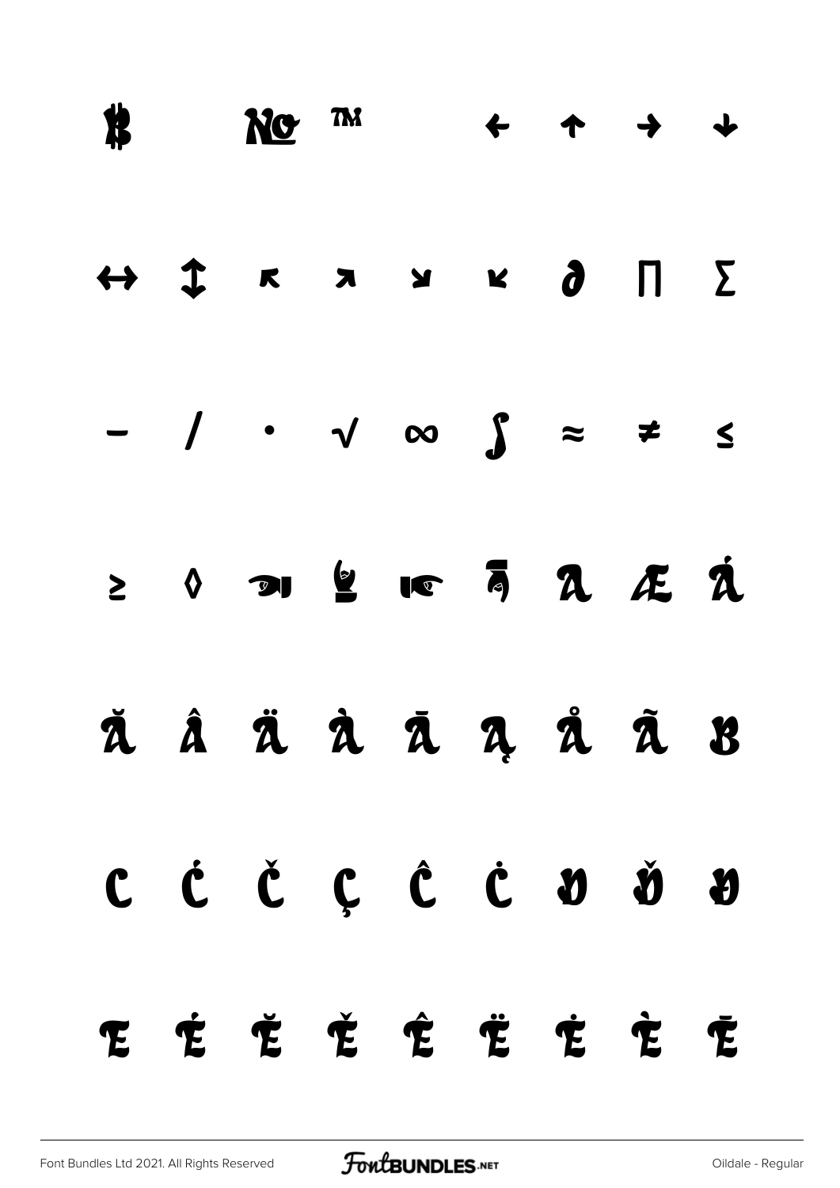฿ № ™ ← ↑ → ↓

↔ ↕ ↖ ↗ ↘ ↙ ∂ ∏ ∑

− / · √ ∞ ∫ ≈ ≠ ≤

≥ ◊ ☜ ☝ ☞ ☟ A Æ Á

Ă Â Ä À Ā Ą Å Ã B

C Ć Č Ç Ĉ Ċ D Ď Đ

E É Ĕ Ě Ê Ë Ė È Ē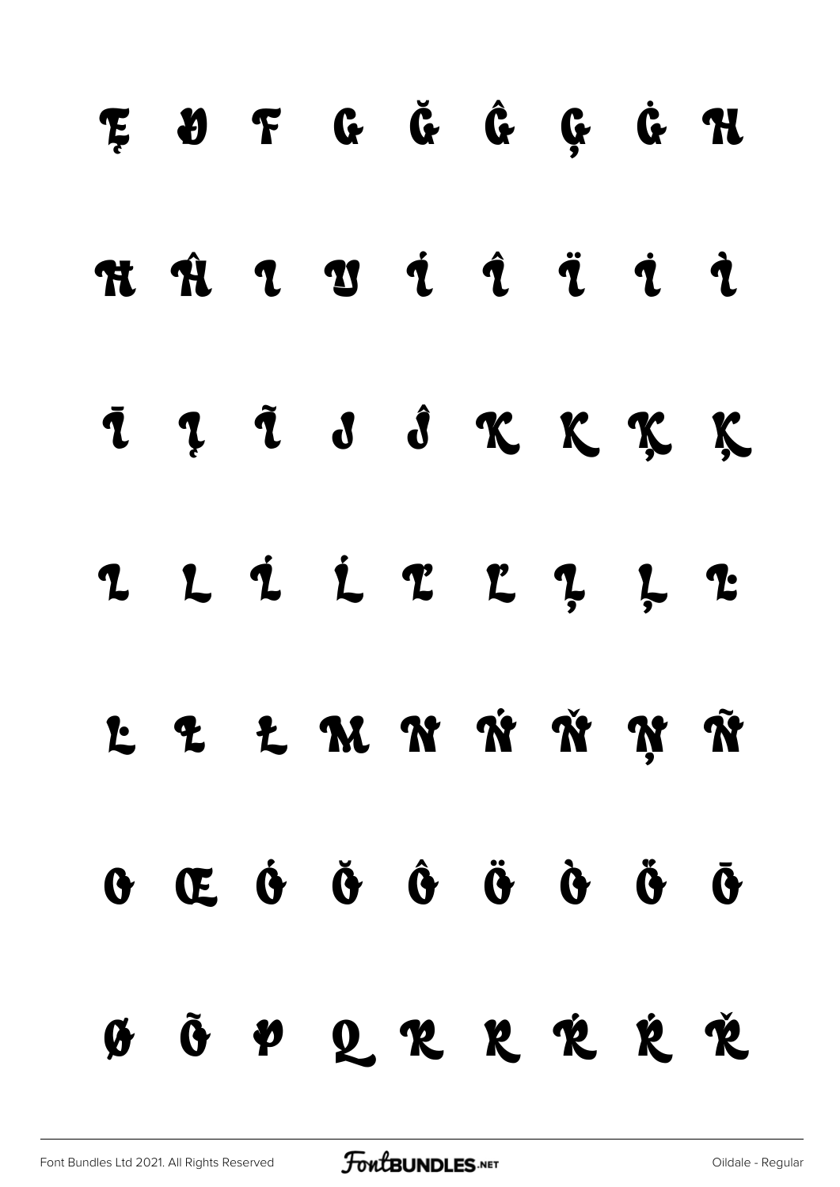Ę Đ F G Ğ Ĝ Ģ Ġ H

Ħ Ĥ I Ĳ İ Î Ï İ Ì

Ī Į Ĩ J Ĵ K K Ķ Ķ

L L Ĺ Ĺ Ľ Ľ Ļ Ļ Ŀ

Ŀ Ł Ł M N Ń Ň Ņ Ñ

O Œ Ó Ŏ Ô Ö Ò Ő Ō

Ø Õ Þ Q R R Ŕ Ŕ Ř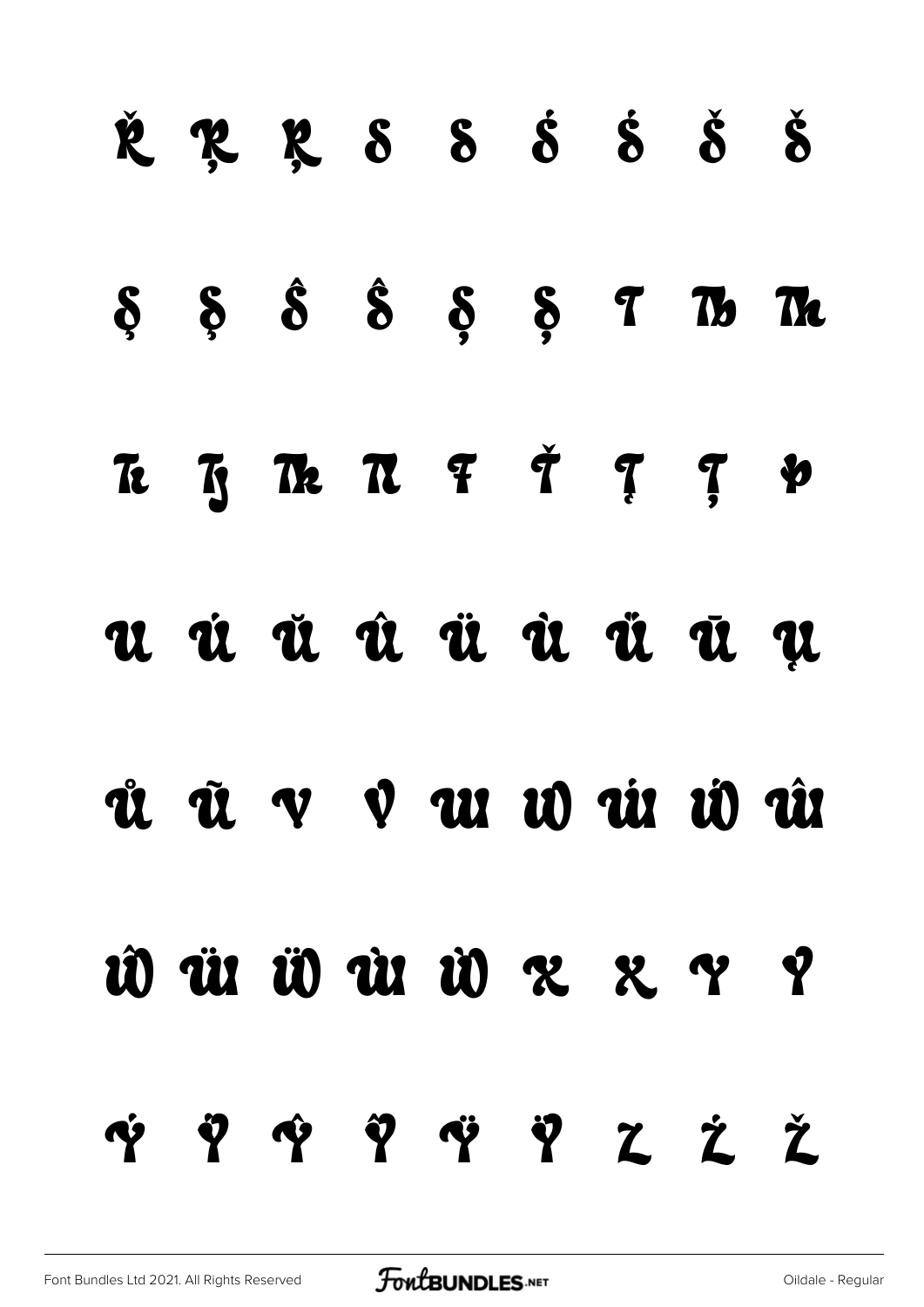Ř Ŗ Ŗ S s Ś ś Š š

Ş ş Ŝ ŝ Ș ș T Th Th

Tt Tj Tk Tt Ŧ Ť Ţ Ț Þ

U Ú Ŭ Û Ü Ù Ű Ū Ų

Ů Ũ V v W w Ẃ ẃ Ŵ

ŵ Ẅ ẅ Ẁ ẁ X x Y y

Ý ý Ŷ ŷ Ÿ ÿ Z Ż Ž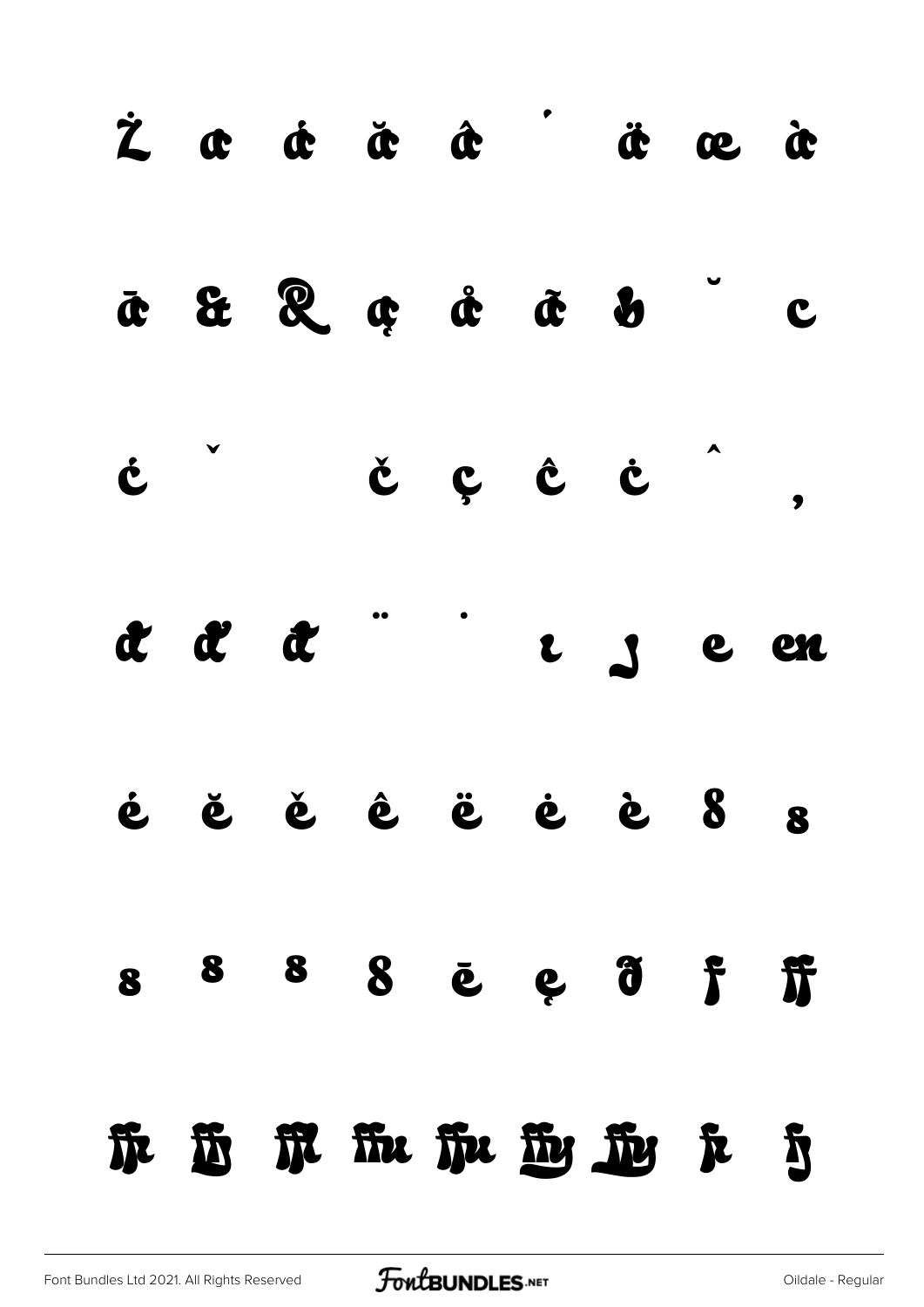Ż ꭤ ꭤ́ ꭤ̆ ꭤ̂ ´ ꭤ̈ œ ꭤ̀

ꭤ̄ & & ą ꭤ̊ ꭤ̃ b ˘ c

ć ˇ č ç ĉ ċ ˆ ,

d ď đ ¨ ˙ ı ȷ e en

é ĕ ě ê ë ė è 8 8

8 8 8 8 ē ę ð f ff

ffr ffi ffl ffu fju ffy fly fr fj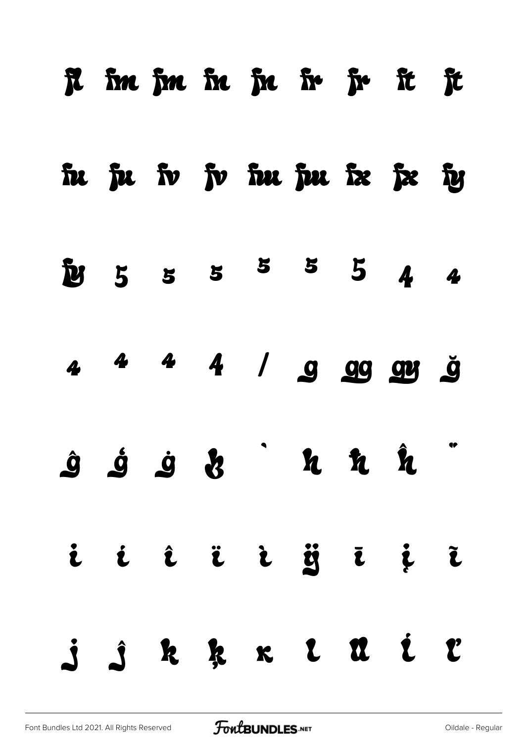fl fm fm fn fn fr fr ft ft

fu fu fv fv fw fw fx fx fy

fy 5 5 5 5 5 5 4 4

4 4 4 4 / g gg gy ğ

ĝ ǵ ġ ȝ ` h ħ ĥ ˝

i í î ï ì ij ī į ĩ

j ĵ k ķ ĸ l ll ĺ ľ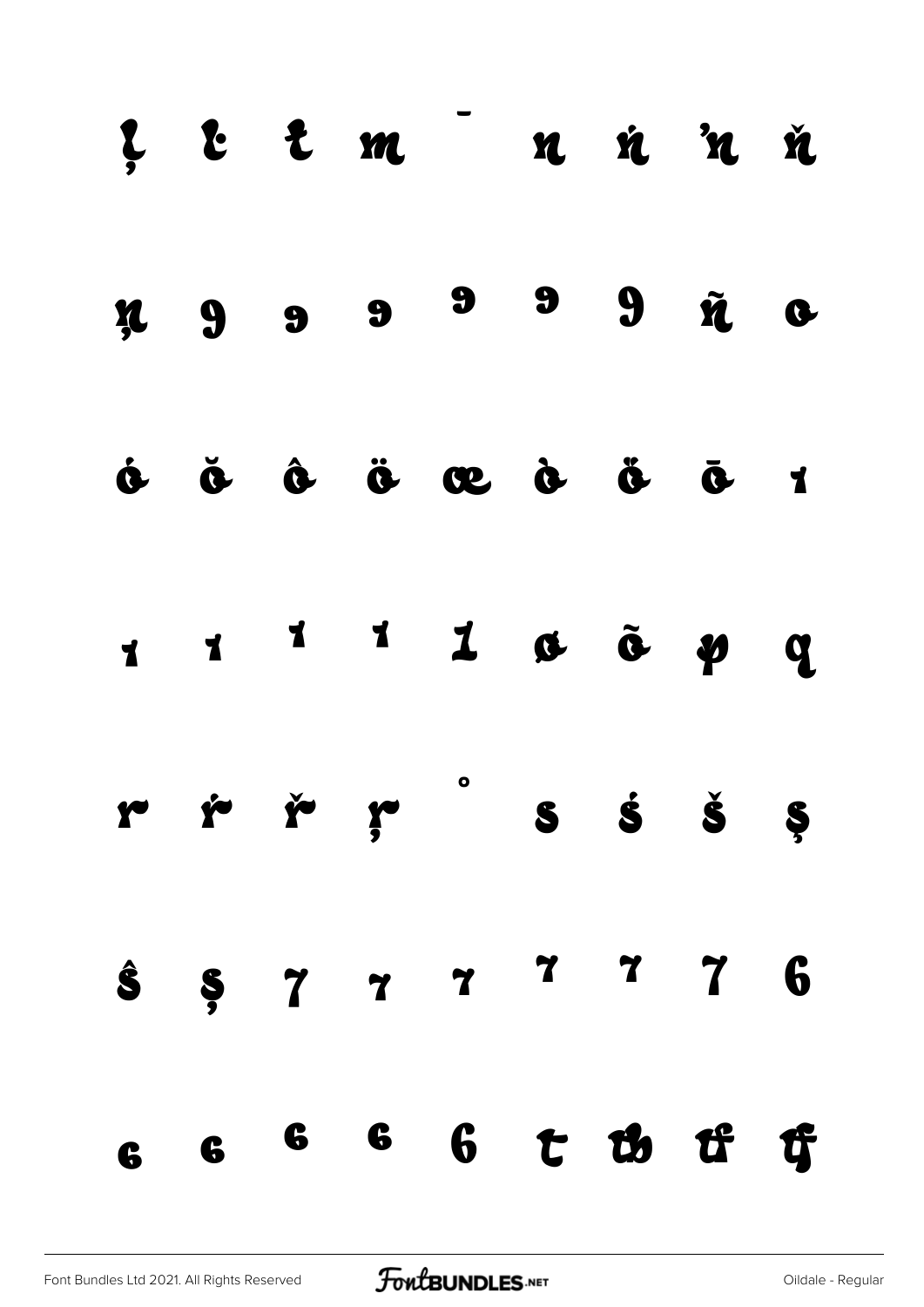ļ ŀ ł m ¯ n ń ŉ ň

ņ 9 9 9 9 9 9 ñ o

ó ŏ ô ö œ ò ő ō 1

1 1 1 1 1 ø õ þ q

r ŕ ř ŗ ˚ s ś š ş

ŝ ș 7 7 7 7 7 7 6

6 6 6 6 6 t ŧ ť ţ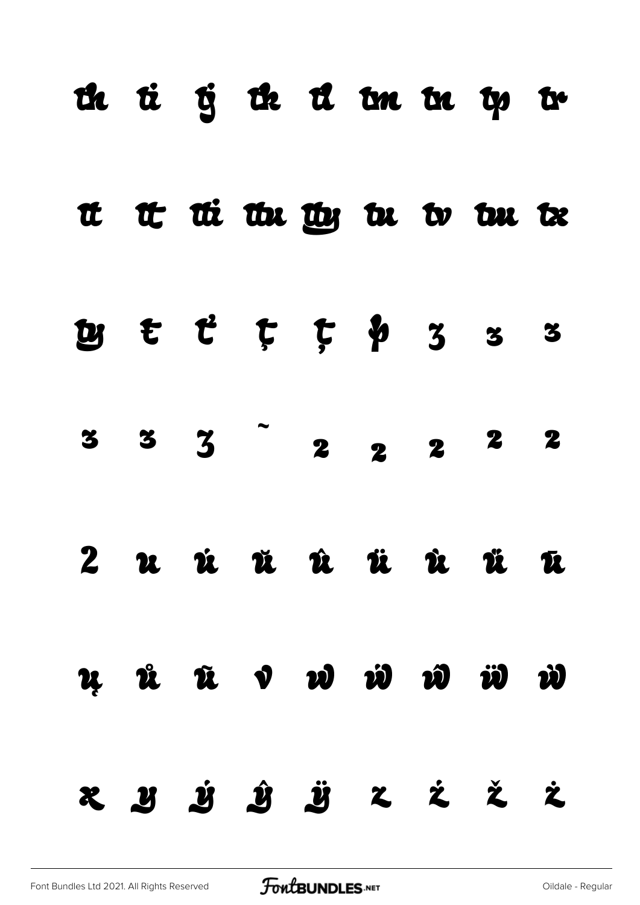th ti tj tk tl tm tn tp tr

tt tt tti ttu tty tu tv tw tx

ty ŧ ť ţ ț ꝥ ʒ ʒ ʒ

ʒ ʒ ʒ ˜ 2 2 2 2 2

2 u ú ŭ û ü ù ű ū

ų ů ũ v w ẃ ŵ ẅ ẁ

x y ý ŷ ÿ z ź ž ż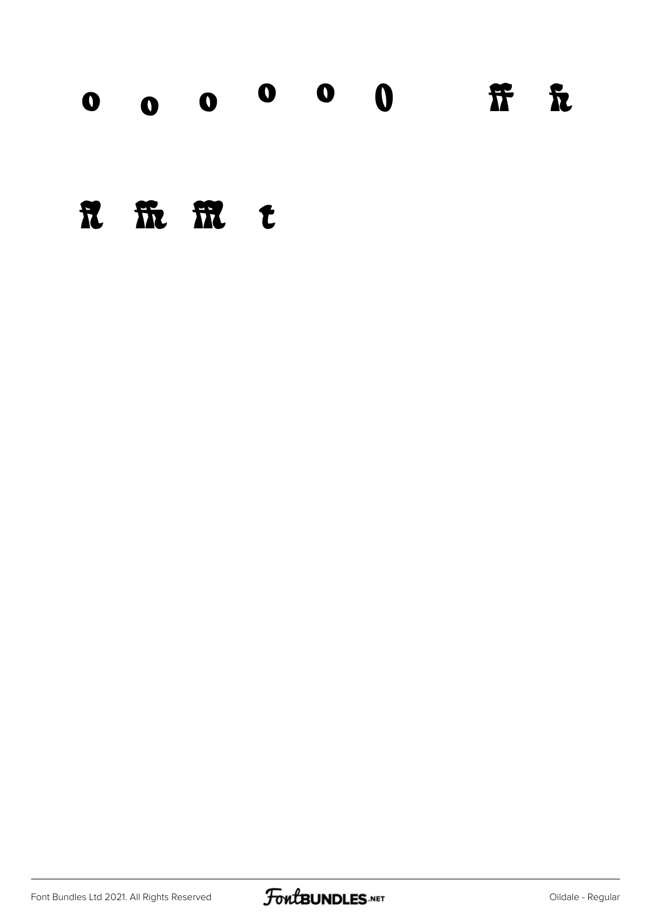o o o o o 0 ff fi

fl ffi ffl t